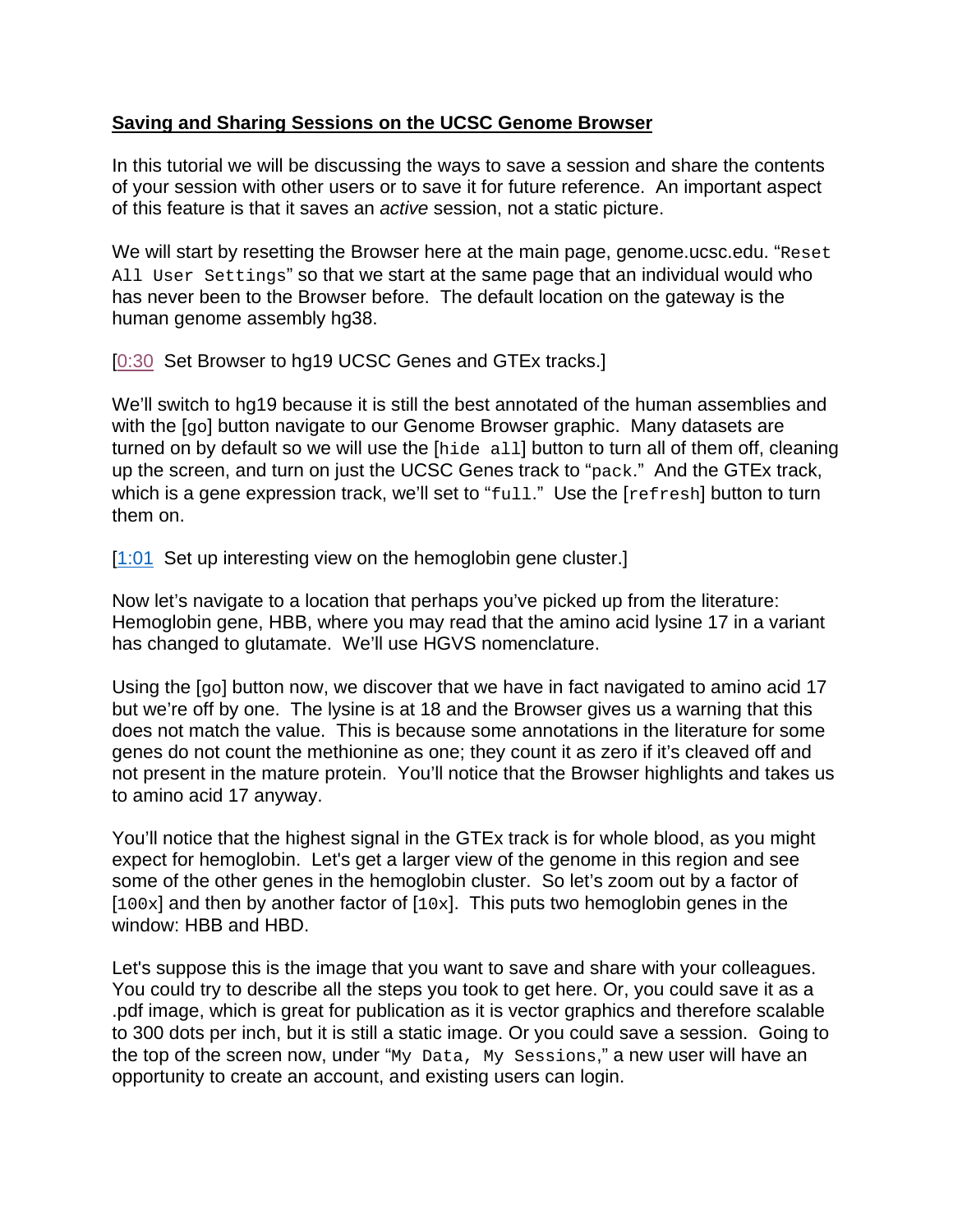**Saving and Sharing Sessions on the UCSC Genome Browser**

In this tutorial we will be discussing the ways to save a session and share the contents of your session with other users or to save it for future reference. An important aspect of this feature is that it saves an *active* session, not a static picture.

We will start by resetting the Browser here at the main page, genome.ucsc.edu. "`Reset All User Settings`" so that we start at the same page that an individual would who has never been to the Browser before. The default location on the gateway is the human genome assembly hg38.

[0:30 Set Browser to hg19 UCSC Genes and GTEx tracks.]

We'll switch to hg19 because it is still the best annotated of the human assemblies and with the [`go`] button navigate to our Genome Browser graphic. Many datasets are turned on by default so we will use the [`hide all`] button to turn all of them off, cleaning up the screen, and turn on just the UCSC Genes track to "`pack`." And the GTEx track, which is a gene expression track, we'll set to "`full`." Use the [`refresh`] button to turn them on.

[1:01 Set up interesting view on the hemoglobin gene cluster.]

Now let's navigate to a location that perhaps you've picked up from the literature: Hemoglobin gene, HBB, where you may read that the amino acid lysine 17 in a variant has changed to glutamate. We'll use HGVS nomenclature.

Using the [`go`] button now, we discover that we have in fact navigated to amino acid 17 but we're off by one. The lysine is at 18 and the Browser gives us a warning that this does not match the value. This is because some annotations in the literature for some genes do not count the methionine as one; they count it as zero if it's cleaved off and not present in the mature protein. You'll notice that the Browser highlights and takes us to amino acid 17 anyway.

You'll notice that the highest signal in the GTEx track is for whole blood, as you might expect for hemoglobin. Let's get a larger view of the genome in this region and see some of the other genes in the hemoglobin cluster. So let's zoom out by a factor of [`100x`] and then by another factor of [`10x`]. This puts two hemoglobin genes in the window: HBB and HBD.

Let's suppose this is the image that you want to save and share with your colleagues. You could try to describe all the steps you took to get here. Or, you could save it as a .pdf image, which is great for publication as it is vector graphics and therefore scalable to 300 dots per inch, but it is still a static image. Or you could save a session. Going to the top of the screen now, under "`My Data, My Sessions`," a new user will have an opportunity to create an account, and existing users can login.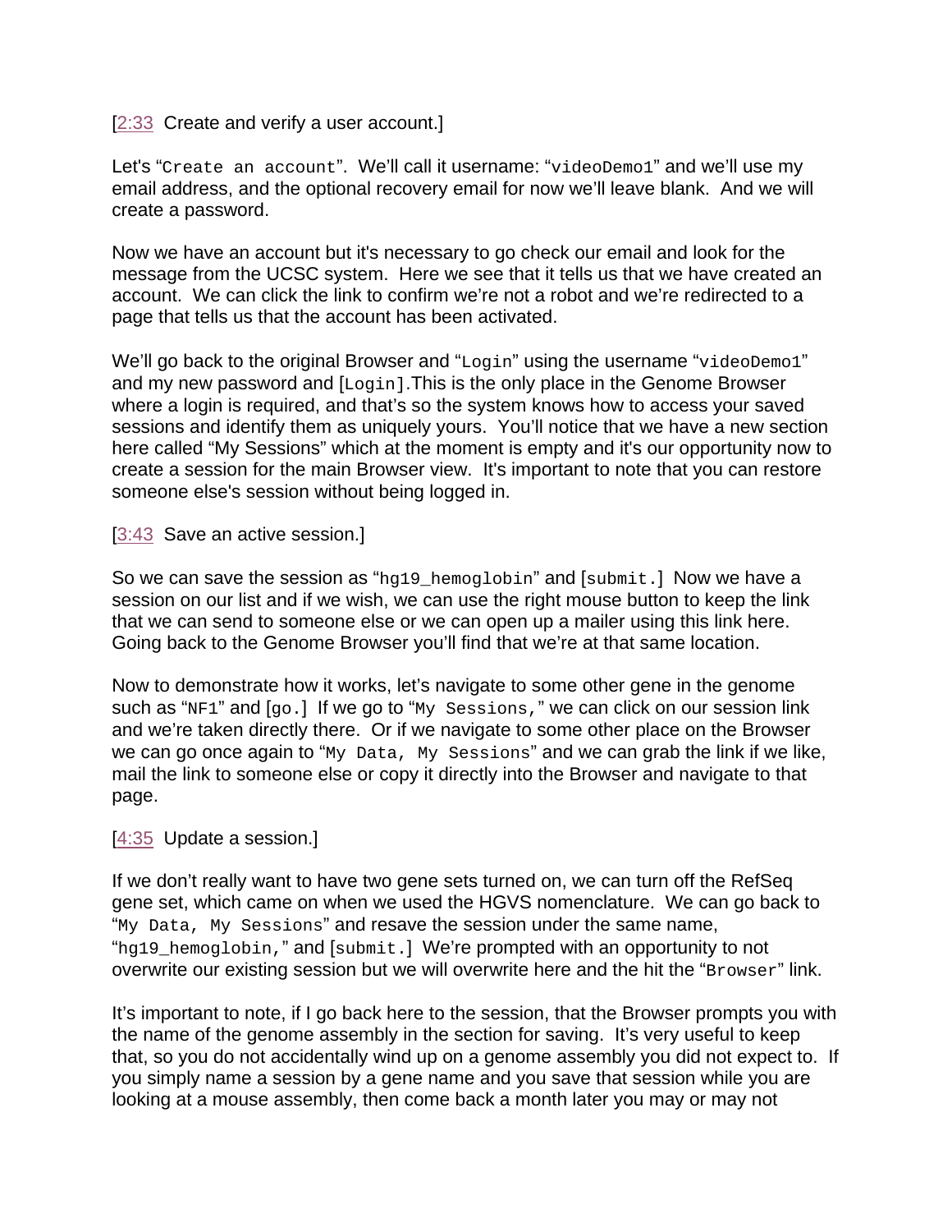[2:33 Create and verify a user account.]

Let's "`Create an account`". We'll call it username: "`videoDemo1`" and we'll use my email address, and the optional recovery email for now we'll leave blank. And we will create a password.

Now we have an account but it's necessary to go check our email and look for the message from the UCSC system. Here we see that it tells us that we have created an account. We can click the link to confirm we're not a robot and we're redirected to a page that tells us that the account has been activated.

We'll go back to the original Browser and "`Login`" using the username "`videoDemo1`" and my new password and [`Login`].This is the only place in the Genome Browser where a login is required, and that's so the system knows how to access your saved sessions and identify them as uniquely yours. You'll notice that we have a new section here called "My Sessions" which at the moment is empty and it's our opportunity now to create a session for the main Browser view. It's important to note that you can restore someone else's session without being logged in.

[3:43 Save an active session.]

So we can save the session as "`hg19_hemoglobin`" and [`submit.`] Now we have a session on our list and if we wish, we can use the right mouse button to keep the link that we can send to someone else or we can open up a mailer using this link here. Going back to the Genome Browser you'll find that we're at that same location.

Now to demonstrate how it works, let's navigate to some other gene in the genome such as "`NF1`" and [`go.`] If we go to "`My Sessions,`" we can click on our session link and we're taken directly there. Or if we navigate to some other place on the Browser we can go once again to "`My Data, My Sessions`" and we can grab the link if we like, mail the link to someone else or copy it directly into the Browser and navigate to that page.

[4:35 Update a session.]

If we don't really want to have two gene sets turned on, we can turn off the RefSeq gene set, which came on when we used the HGVS nomenclature. We can go back to "`My Data, My Sessions`" and resave the session under the same name, "`hg19_hemoglobin,`" and [`submit.`] We're prompted with an opportunity to not overwrite our existing session but we will overwrite here and the hit the "`Browser`" link.

It's important to note, if I go back here to the session, that the Browser prompts you with the name of the genome assembly in the section for saving. It's very useful to keep that, so you do not accidentally wind up on a genome assembly you did not expect to. If you simply name a session by a gene name and you save that session while you are looking at a mouse assembly, then come back a month later you may or may not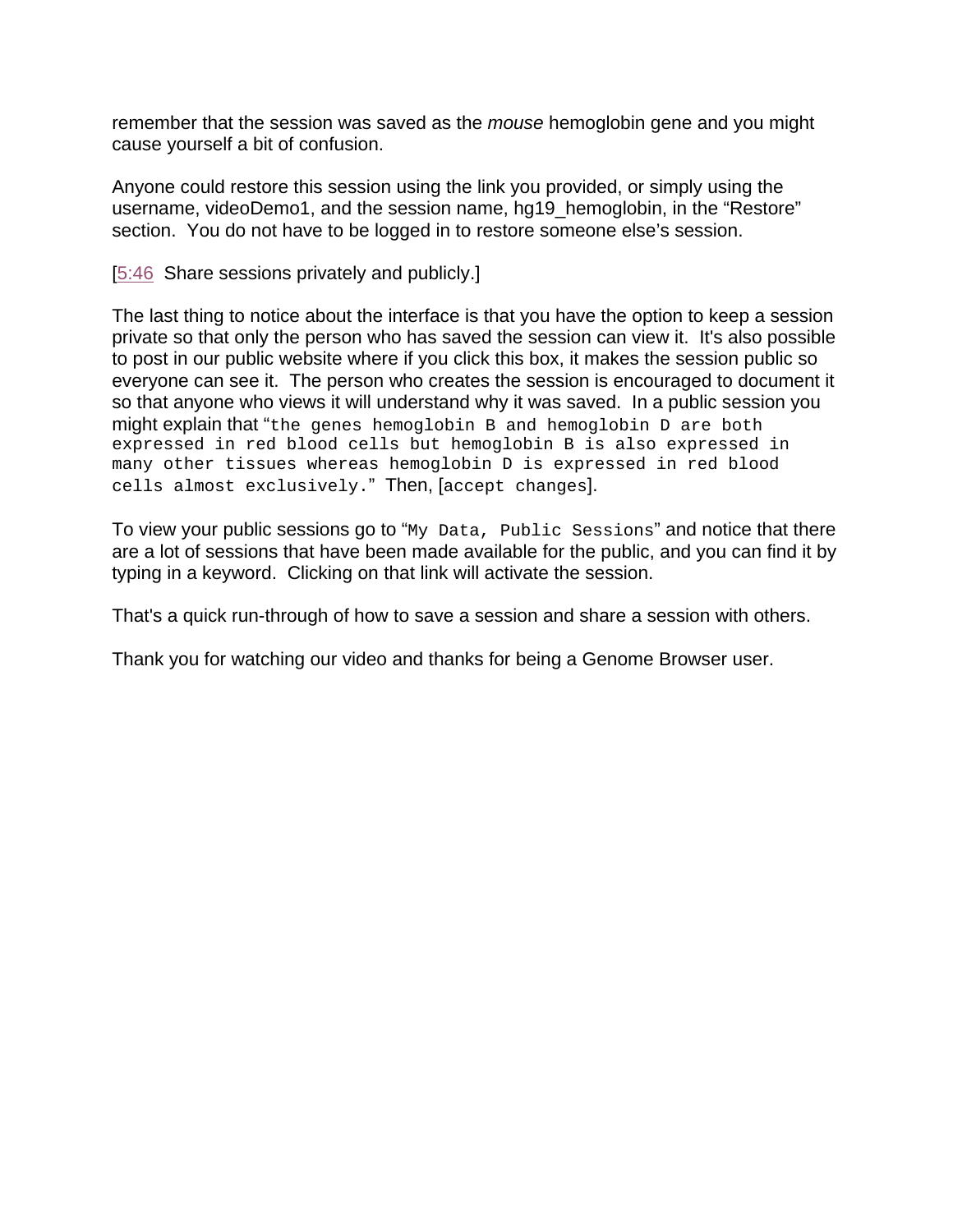remember that the session was saved as the *mouse* hemoglobin gene and you might cause yourself a bit of confusion.

Anyone could restore this session using the link you provided, or simply using the username, videoDemo1, and the session name, hg19_hemoglobin, in the "Restore" section. You do not have to be logged in to restore someone else's session.

[5:46 Share sessions privately and publicly.]

The last thing to notice about the interface is that you have the option to keep a session private so that only the person who has saved the session can view it. It's also possible to post in our public website where if you click this box, it makes the session public so everyone can see it. The person who creates the session is encouraged to document it so that anyone who views it will understand why it was saved. In a public session you might explain that "`the genes hemoglobin B and hemoglobin D are both expressed in red blood cells but hemoglobin B is also expressed in many other tissues whereas hemoglobin D is expressed in red blood cells almost exclusively.`" Then, [`accept changes`].

To view your public sessions go to "`My Data, Public Sessions`" and notice that there are a lot of sessions that have been made available for the public, and you can find it by typing in a keyword. Clicking on that link will activate the session.

That's a quick run-through of how to save a session and share a session with others.

Thank you for watching our video and thanks for being a Genome Browser user.